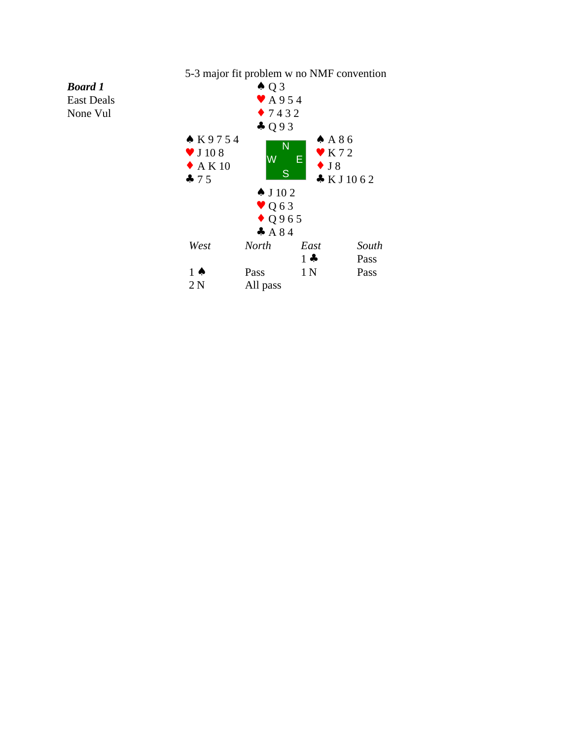5-3 major fit problem w no NMF convention

***Board 1***
East Deals
None Vul

**North**
♠ Q 3
♥ A 9 5 4
♦ 7 4 3 2
♣ Q 9 3

**West**
♠ K 9 7 5 4
♥ J 10 8
♦ A K 10
♣ 7 5

**East**
♠ A 8 6
♥ K 7 2
♦ J 8
♣ K J 10 6 2

**South**
♠ J 10 2
♥ Q 6 3
♦ Q 9 6 5
♣ A 8 4

| *West* | *North* | *East* | *South* |
|---|---|---|---|
| | | 1 ♣ | Pass |
| 1 ♠ | Pass | 1 N | Pass |
| 2 N | All pass | | |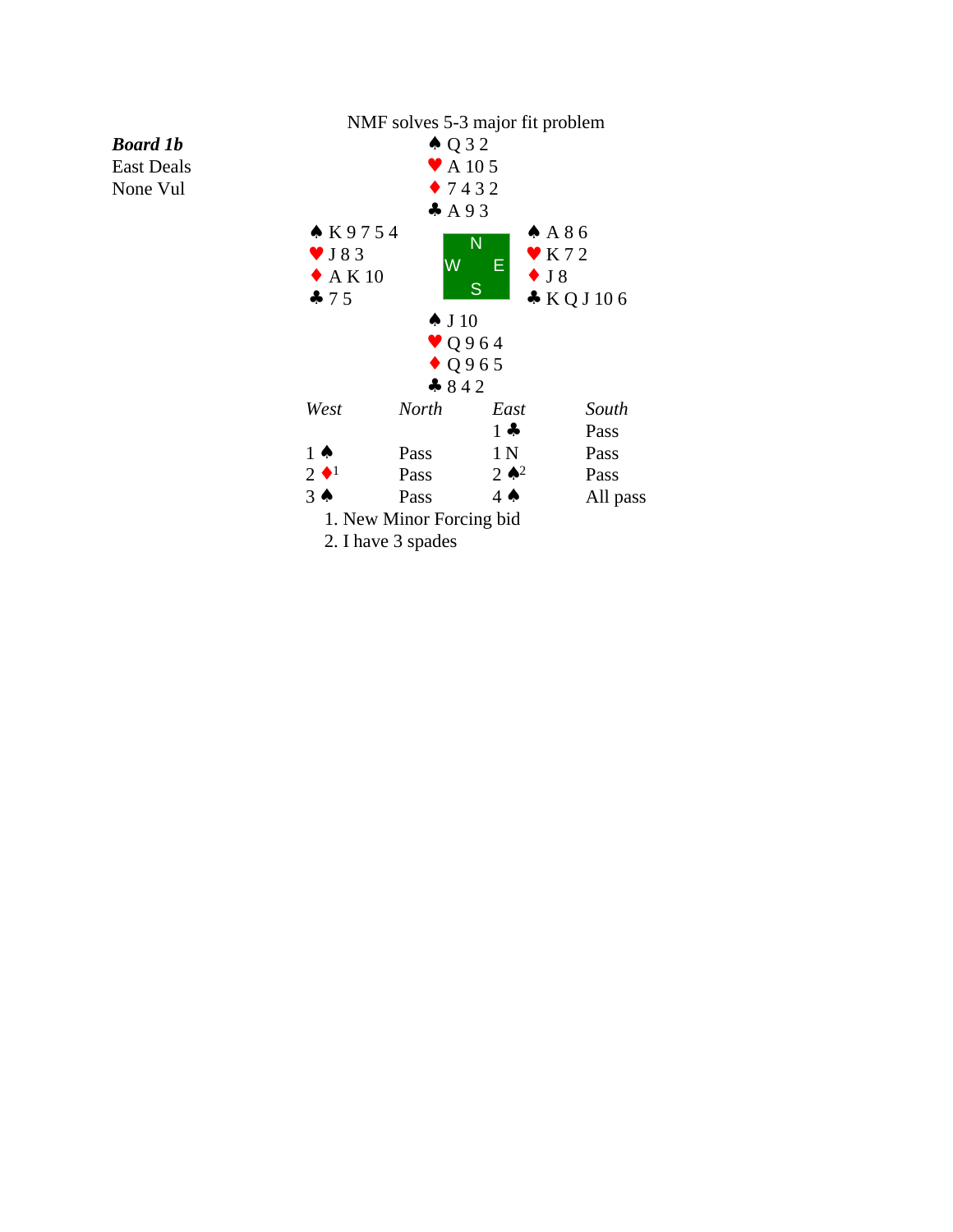## NMF solves 5-3 major fit problem

***Board 1b***
East Deals
None Vul

| | North | |
|---|---|---|
| | ♠ Q 3 2<br>♥ A 10 5<br>♦ 7 4 3 2<br>♣ A 9 3 | |
| **West** | | **East** |
| ♠ K 9 7 5 4<br>♥ J 8 3<br>♦ A K 10<br>♣ 7 5 | | ♠ A 8 6<br>♥ K 7 2<br>♦ J 8<br>♣ K Q J 10 6 |
| | **South** | |
| | ♠ J 10<br>♥ Q 9 6 4<br>♦ Q 9 6 5<br>♣ 8 4 2 | |

| *West* | *North* | *East* | *South* |
|---|---|---|---|
| | | 1 ♣ | Pass |
| 1 ♠ | Pass | 1 N | Pass |
| 2 ♦[1] | Pass | 2 ♠[2] | Pass |
| 3 ♠ | Pass | 4 ♠ | All pass |

1. New Minor Forcing bid
2. I have 3 spades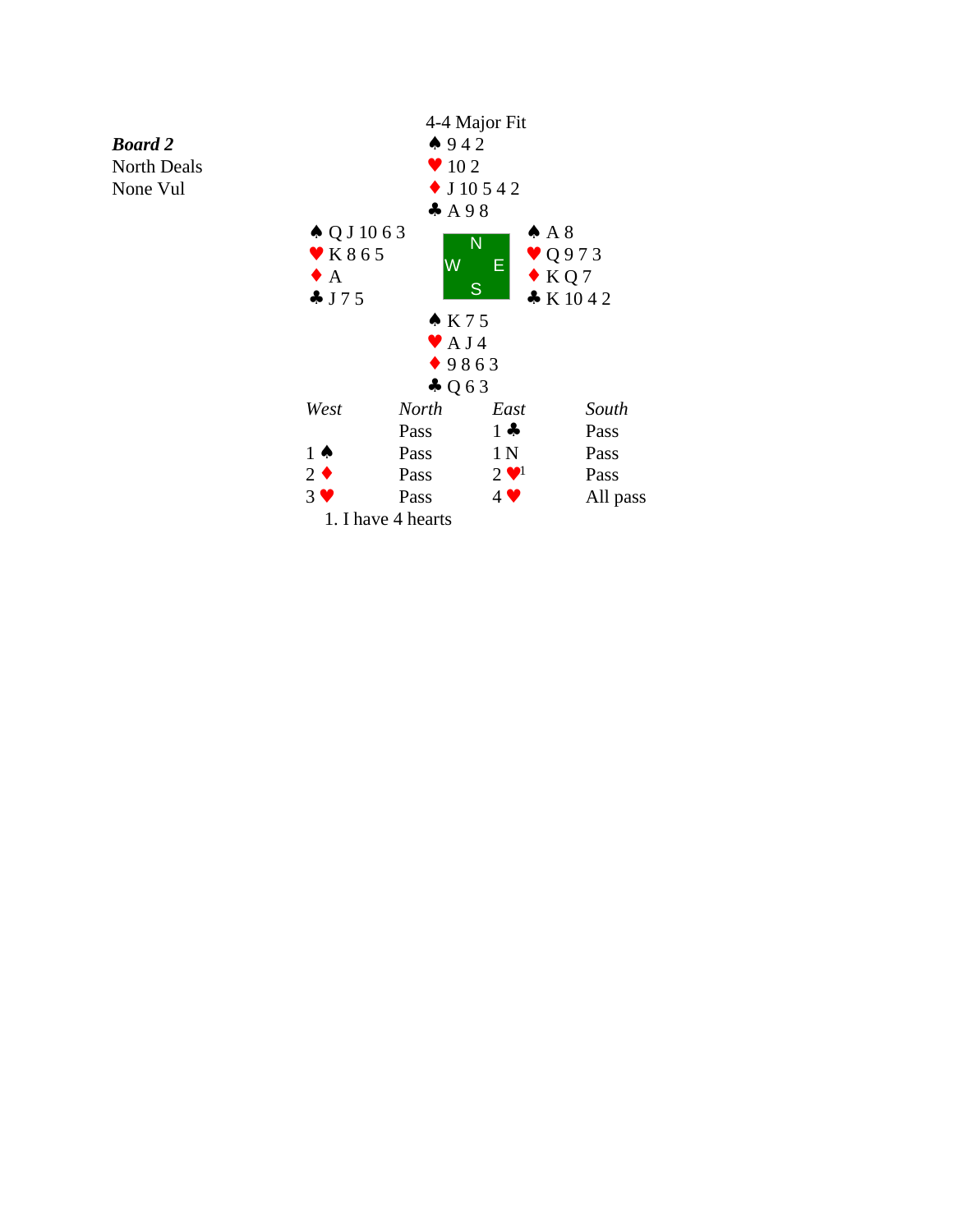***Board 2***
North Deals
None Vul

4-4 Major Fit

**North**
♠ 9 4 2
♥ 10 2
♦ J 10 5 4 2
♣ A 9 8

**West**
♠ Q J 10 6 3
♥ K 8 6 5
♦ A
♣ J 7 5

**East**
♠ A 8
♥ Q 9 7 3
♦ K Q 7
♣ K 10 4 2

**South**
♠ K 7 5
♥ A J 4
♦ 9 8 6 3
♣ Q 6 3

| *West* | *North* | *East* | *South* |
|---|---|---|---|
| | Pass | 1 ♣ | Pass |
| 1 ♠ | Pass | 1 N | Pass |
| 2 ♦ | Pass | 2 ♥[1] | Pass |
| 3 ♥ | Pass | 4 ♥ | All pass |

1. I have 4 hearts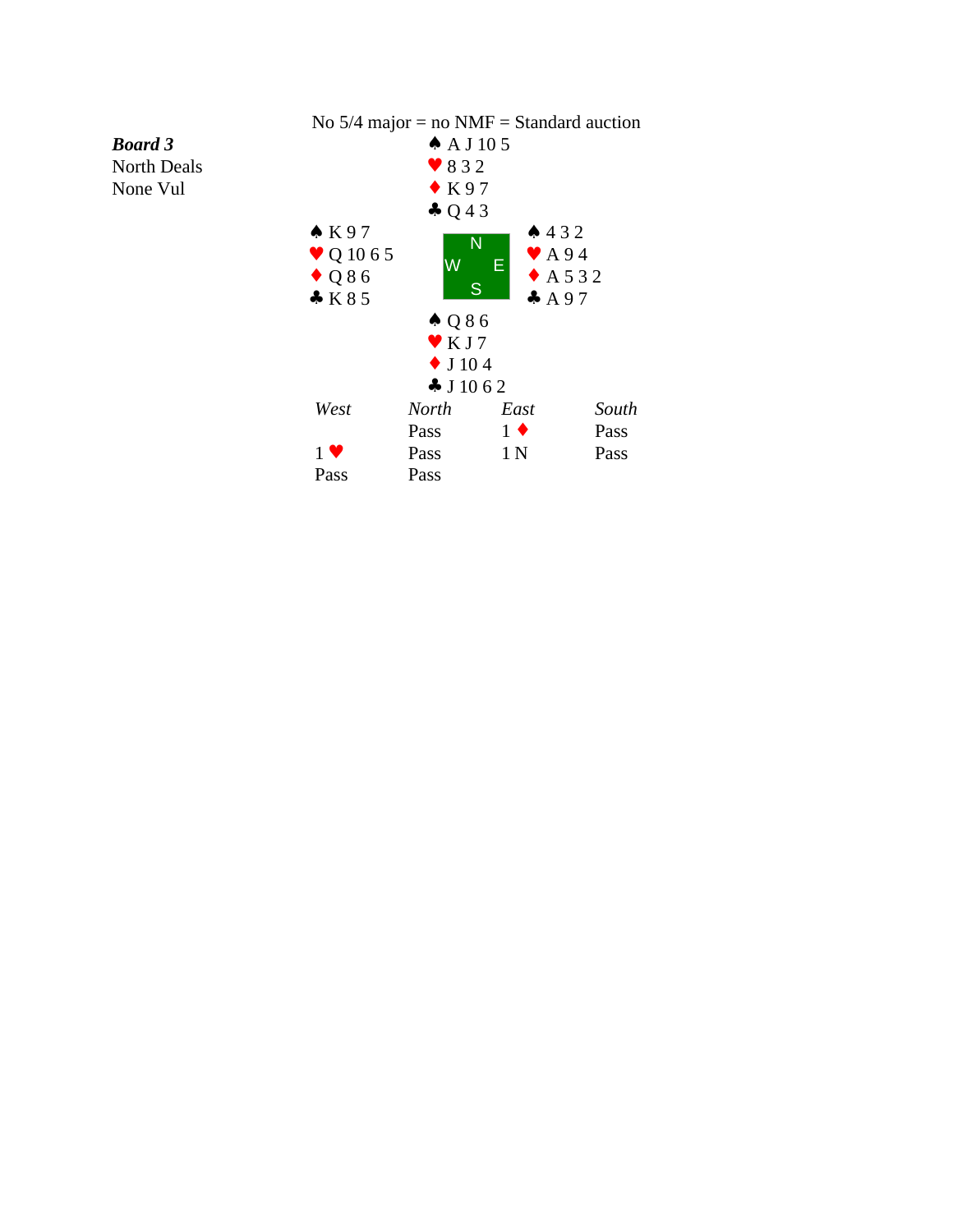No 5/4 major = no NMF = Standard auction

***Board 3***
North Deals
None Vul

**North**
♠ A J 10 5
♥ 8 3 2
♦ K 9 7
♣ Q 4 3

**West**
♠ K 9 7
♥ Q 10 6 5
♦ Q 8 6
♣ K 8 5

**East**
♠ 4 3 2
♥ A 9 4
♦ A 5 3 2
♣ A 9 7

**South**
♠ Q 8 6
♥ K J 7
♦ J 10 4
♣ J 10 6 2

| *West* | *North* | *East* | *South* |
|---|---|---|---|
| | Pass | 1 ♦ | Pass |
| 1 ♥ | Pass | 1 N | Pass |
| Pass | Pass | | |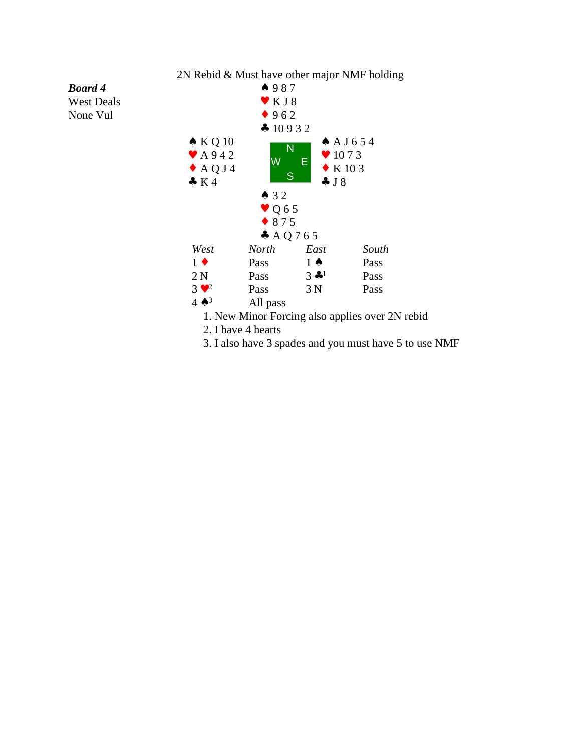2N Rebid & Must have other major NMF holding

***Board 4***
West Deals
None Vul

North
♠ 9 8 7
♥ K J 8
♦ 9 6 2
♣ 10 9 3 2

West
♠ K Q 10
♥ A 9 4 2
♦ A Q J 4
♣ K 4

East
♠ A J 6 5 4
♥ 10 7 3
♦ K 10 3
♣ J 8

South
♠ 3 2
♥ Q 6 5
♦ 8 7 5
♣ A Q 7 6 5

| *West* | *North* | *East* | *South* |
|---|---|---|---|
| 1 ♦ | Pass | 1 ♠ | Pass |
| 2 N | Pass | 3 ♣[1] | Pass |
| 3 ♥[2] | Pass | 3 N | Pass |
| 4 ♠[3] | All pass | | |

1. New Minor Forcing also applies over 2N rebid
2. I have 4 hearts
3. I also have 3 spades and you must have 5 to use NMF